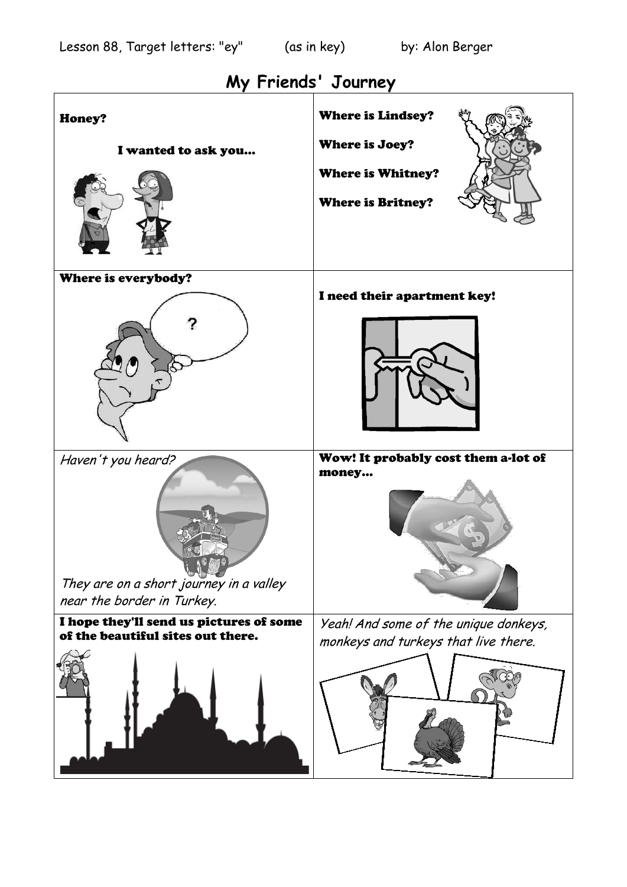Lesson 88, Target letters: "ey" (as in key) by: Alon Berger

# My Friends' Journey

| | |
|---|---|
| **Honey?**<br><br>**I wanted to ask you...** | **Where is Lindsey?**<br><br>**Where is Joey?**<br><br>**Where is Whitney?**<br><br>**Where is Britney?** |
| **Where is everybody?** | **I need their apartment key!** |
| *Haven't you heard?*<br><br>*They are on a short journey in a valley near the border in Turkey.* | **Wow! It probably cost them a-lot of money...** |
| **I hope they'll send us pictures of some of the beautiful sites out there.** | *Yeah! And some of the unique donkeys, monkeys and turkeys that live there.* |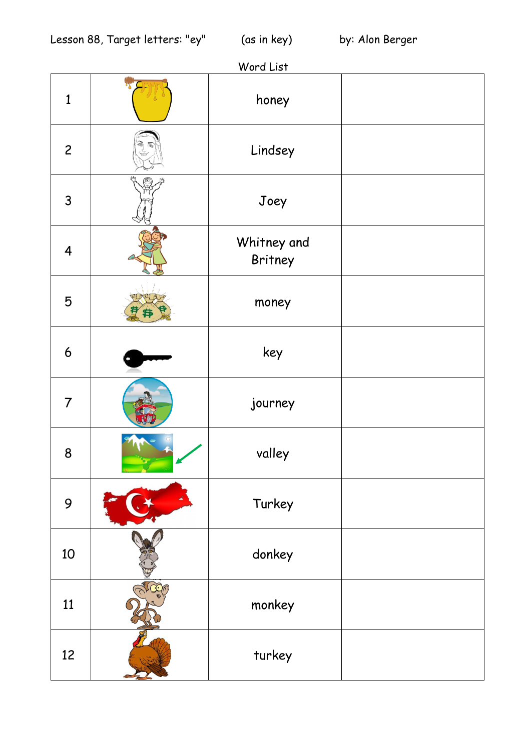Lesson 88, Target letters: "ey" (as in key) by: Alon Berger

Word List

| | | | |
|---|---|---|---|
| 1 | | honey | |
| 2 | | Lindsey | |
| 3 | | Joey | |
| 4 | | Whitney and Britney | |
| 5 | | money | |
| 6 | | key | |
| 7 | | journey | |
| 8 | | valley | |
| 9 | | Turkey | |
| 10 | | donkey | |
| 11 | | monkey | |
| 12 | | turkey | |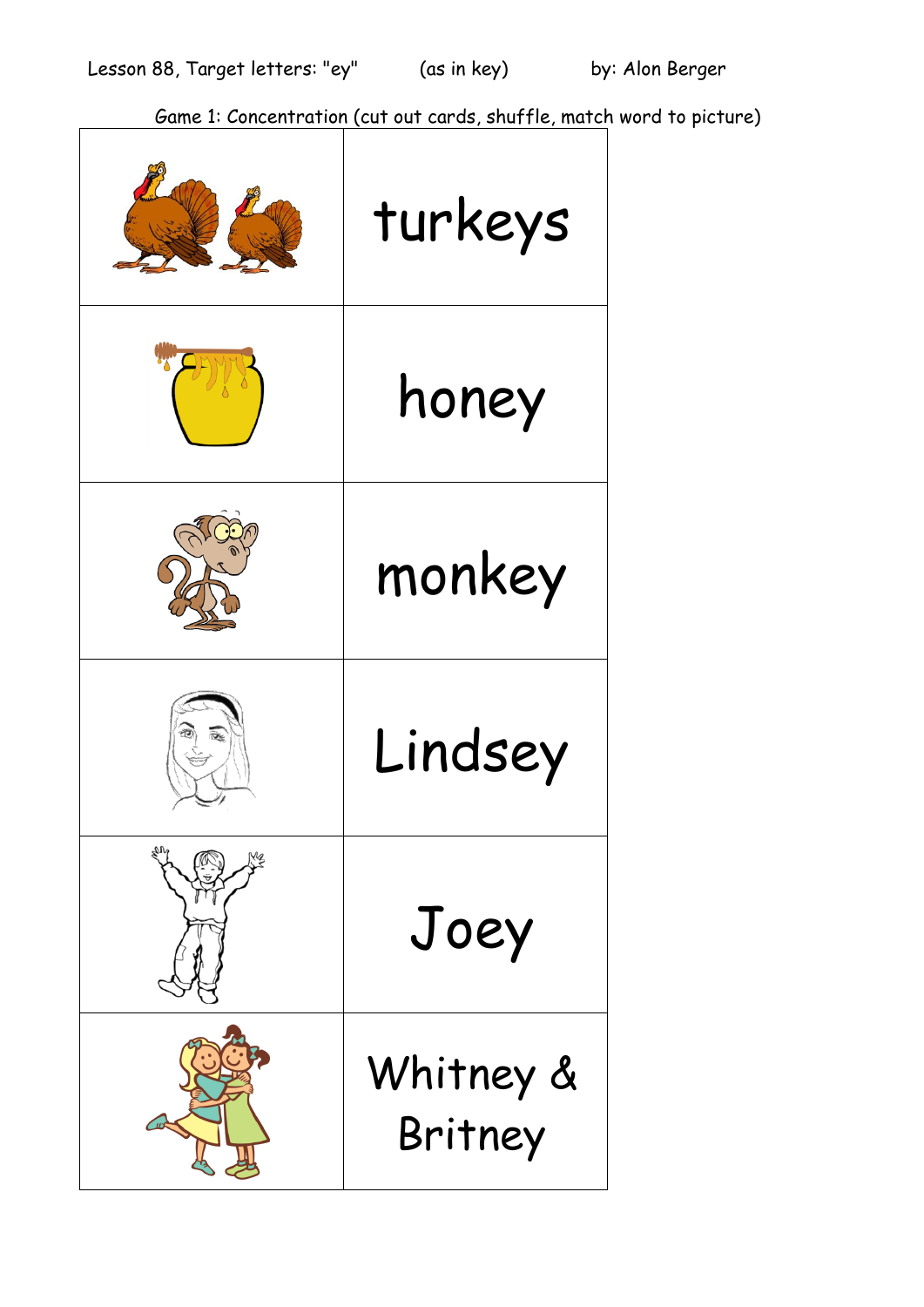Lesson 88, Target letters: "ey" (as in key) by: Alon Berger

Game 1: Concentration (cut out cards, shuffle, match word to picture)

| | |
|---|---|
| | turkeys |
| | honey |
| | monkey |
| | Lindsey |
| | Joey |
| | Whitney & Britney |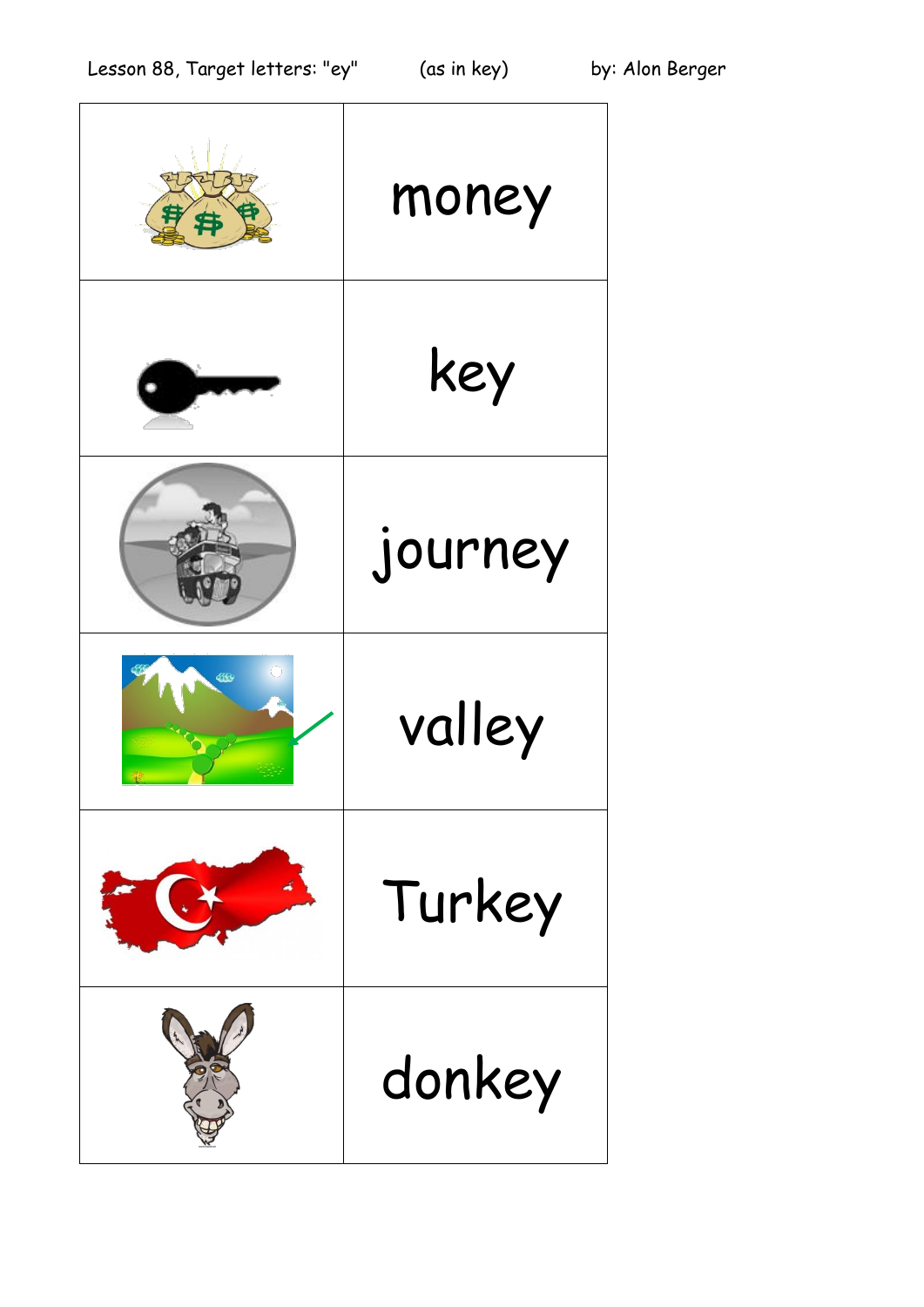Lesson 88, Target letters: "ey" (as in key) by: Alon Berger

| | |
|---|---|
| | money |
| | key |
| | journey |
| | valley |
| | Turkey |
| | donkey |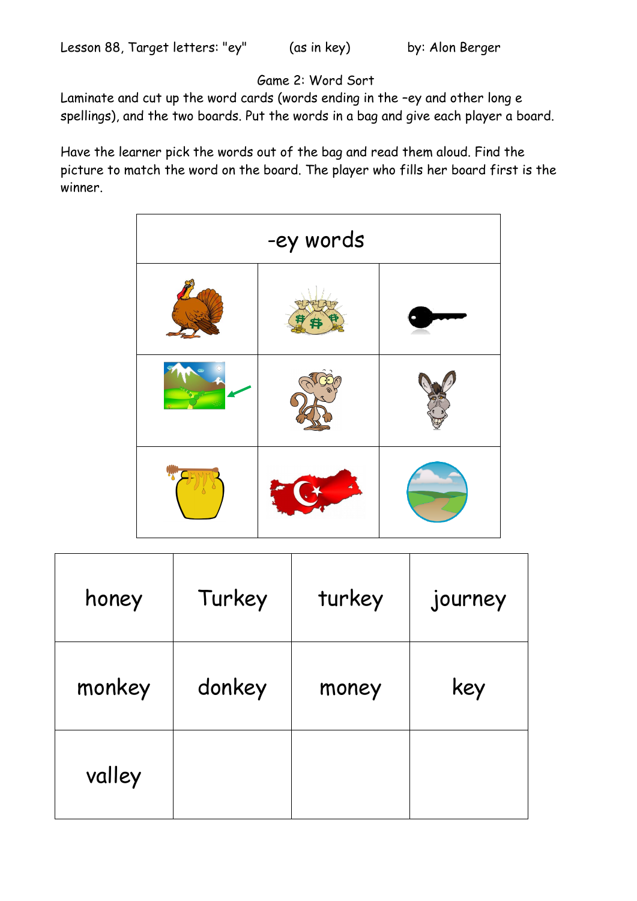Lesson 88, Target letters: "ey" (as in key) by: Alon Berger

Game 2: Word Sort

Laminate and cut up the word cards (words ending in the –ey and other long e spellings), and the two boards. Put the words in a bag and give each player a board.

Have the learner pick the words out of the bag and read them aloud. Find the picture to match the word on the board. The player who fills her board first is the winner.

| -ey words | | |
|---|---|---|
| | | |
| | | |
| | | |

| honey | Turkey | turkey | journey |
|---|---|---|---|
| monkey | donkey | money | key |
| valley | | | |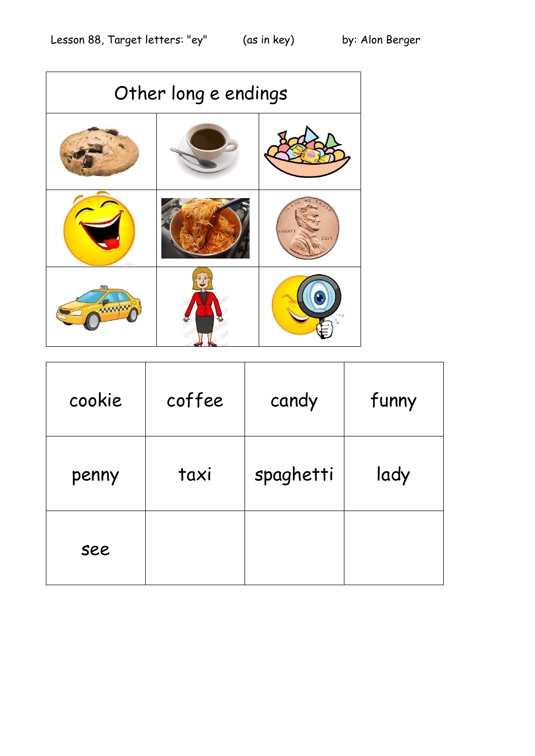Lesson 88, Target letters: "ey" (as in key) by: Alon Berger

| Other long e endings | | |
|---|---|---|
| | | |
| | | |
| | | |

| | | | |
|---|---|---|---|
| cookie | coffee | candy | funny |
| penny | taxi | spaghetti | lady |
| see | | | |